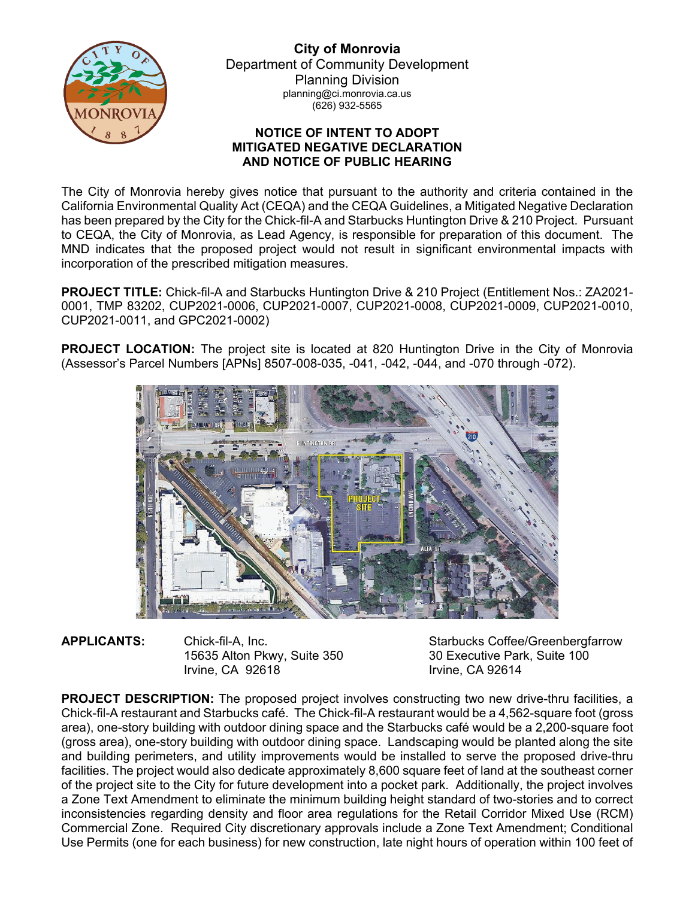**City of Monrovia**
Department of Community Development
Planning Division
planning@ci.monrovia.ca.us
(626) 932-5565

## NOTICE OF INTENT TO ADOPT MITIGATED NEGATIVE DECLARATION AND NOTICE OF PUBLIC HEARING

The City of Monrovia hereby gives notice that pursuant to the authority and criteria contained in the California Environmental Quality Act (CEQA) and the CEQA Guidelines, a Mitigated Negative Declaration has been prepared by the City for the Chick-fil-A and Starbucks Huntington Drive & 210 Project. Pursuant to CEQA, the City of Monrovia, as Lead Agency, is responsible for preparation of this document. The MND indicates that the proposed project would not result in significant environmental impacts with incorporation of the prescribed mitigation measures.

**PROJECT TITLE:** Chick-fil-A and Starbucks Huntington Drive & 210 Project (Entitlement Nos.: ZA2021-0001, TMP 83202, CUP2021-0006, CUP2021-0007, CUP2021-0008, CUP2021-0009, CUP2021-0010, CUP2021-0011, and GPC2021-0002)

**PROJECT LOCATION:** The project site is located at 820 Huntington Drive in the City of Monrovia (Assessor's Parcel Numbers [APNs] 8507-008-035, -041, -042, -044, and -070 through -072).

**APPLICANTS:**

Chick-fil-A, Inc.
15635 Alton Pkwy, Suite 350
Irvine, CA 92618

Starbucks Coffee/Greenbergfarrow
30 Executive Park, Suite 100
Irvine, CA 92614

**PROJECT DESCRIPTION:** The proposed project involves constructing two new drive-thru facilities, a Chick-fil-A restaurant and Starbucks café. The Chick-fil-A restaurant would be a 4,562-square foot (gross area), one-story building with outdoor dining space and the Starbucks café would be a 2,200-square foot (gross area), one-story building with outdoor dining space. Landscaping would be planted along the site and building perimeters, and utility improvements would be installed to serve the proposed drive-thru facilities. The project would also dedicate approximately 8,600 square feet of land at the southeast corner of the project site to the City for future development into a pocket park. Additionally, the project involves a Zone Text Amendment to eliminate the minimum building height standard of two-stories and to correct inconsistencies regarding density and floor area regulations for the Retail Corridor Mixed Use (RCM) Commercial Zone. Required City discretionary approvals include a Zone Text Amendment; Conditional Use Permits (one for each business) for new construction, late night hours of operation within 100 feet of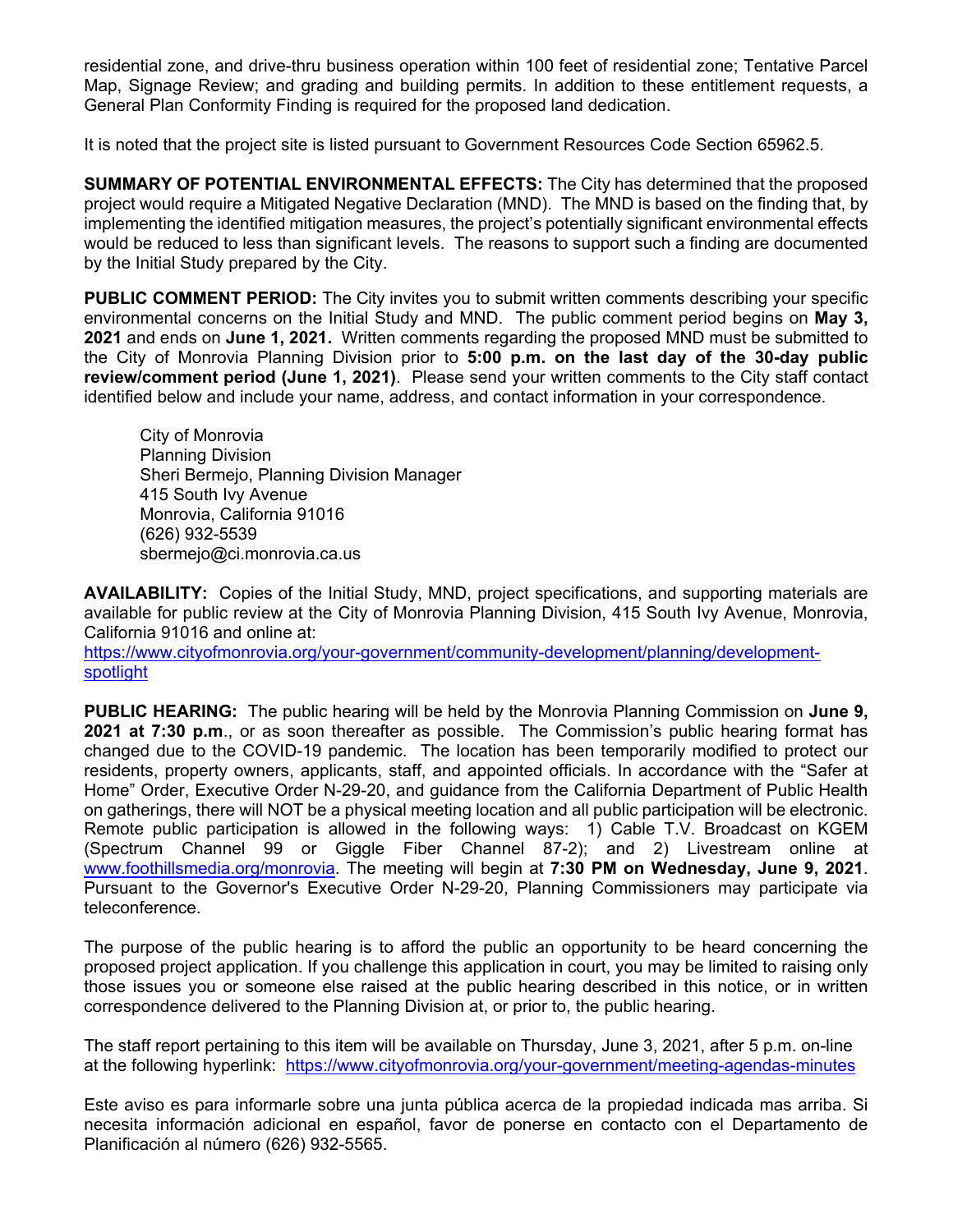residential zone, and drive-thru business operation within 100 feet of residential zone; Tentative Parcel Map, Signage Review; and grading and building permits. In addition to these entitlement requests, a General Plan Conformity Finding is required for the proposed land dedication.

It is noted that the project site is listed pursuant to Government Resources Code Section 65962.5.

**SUMMARY OF POTENTIAL ENVIRONMENTAL EFFECTS:** The City has determined that the proposed project would require a Mitigated Negative Declaration (MND). The MND is based on the finding that, by implementing the identified mitigation measures, the project's potentially significant environmental effects would be reduced to less than significant levels. The reasons to support such a finding are documented by the Initial Study prepared by the City.

**PUBLIC COMMENT PERIOD:** The City invites you to submit written comments describing your specific environmental concerns on the Initial Study and MND. The public comment period begins on **May 3, 2021** and ends on **June 1, 2021.** Written comments regarding the proposed MND must be submitted to the City of Monrovia Planning Division prior to **5:00 p.m. on the last day of the 30-day public review/comment period (June 1, 2021)**. Please send your written comments to the City staff contact identified below and include your name, address, and contact information in your correspondence.

City of Monrovia
Planning Division
Sheri Bermejo, Planning Division Manager
415 South Ivy Avenue
Monrovia, California 91016
(626) 932-5539
sbermejo@ci.monrovia.ca.us

**AVAILABILITY:** Copies of the Initial Study, MND, project specifications, and supporting materials are available for public review at the City of Monrovia Planning Division, 415 South Ivy Avenue, Monrovia, California 91016 and online at:
https://www.cityofmonrovia.org/your-government/community-development/planning/development-spotlight

**PUBLIC HEARING:** The public hearing will be held by the Monrovia Planning Commission on **June 9, 2021 at 7:30 p.m**., or as soon thereafter as possible. The Commission's public hearing format has changed due to the COVID-19 pandemic. The location has been temporarily modified to protect our residents, property owners, applicants, staff, and appointed officials. In accordance with the "Safer at Home" Order, Executive Order N-29-20, and guidance from the California Department of Public Health on gatherings, there will NOT be a physical meeting location and all public participation will be electronic. Remote public participation is allowed in the following ways: 1) Cable T.V. Broadcast on KGEM (Spectrum Channel 99 or Giggle Fiber Channel 87-2); and 2) Livestream online at www.foothillsmedia.org/monrovia. The meeting will begin at **7:30 PM on Wednesday, June 9, 2021**. Pursuant to the Governor's Executive Order N-29-20, Planning Commissioners may participate via teleconference.

The purpose of the public hearing is to afford the public an opportunity to be heard concerning the proposed project application. If you challenge this application in court, you may be limited to raising only those issues you or someone else raised at the public hearing described in this notice, or in written correspondence delivered to the Planning Division at, or prior to, the public hearing.

The staff report pertaining to this item will be available on Thursday, June 3, 2021, after 5 p.m. on-line at the following hyperlink: https://www.cityofmonrovia.org/your-government/meeting-agendas-minutes

Este aviso es para informarle sobre una junta pública acerca de la propiedad indicada mas arriba. Si necesita información adicional en español, favor de ponerse en contacto con el Departamento de Planificación al número (626) 932-5565.